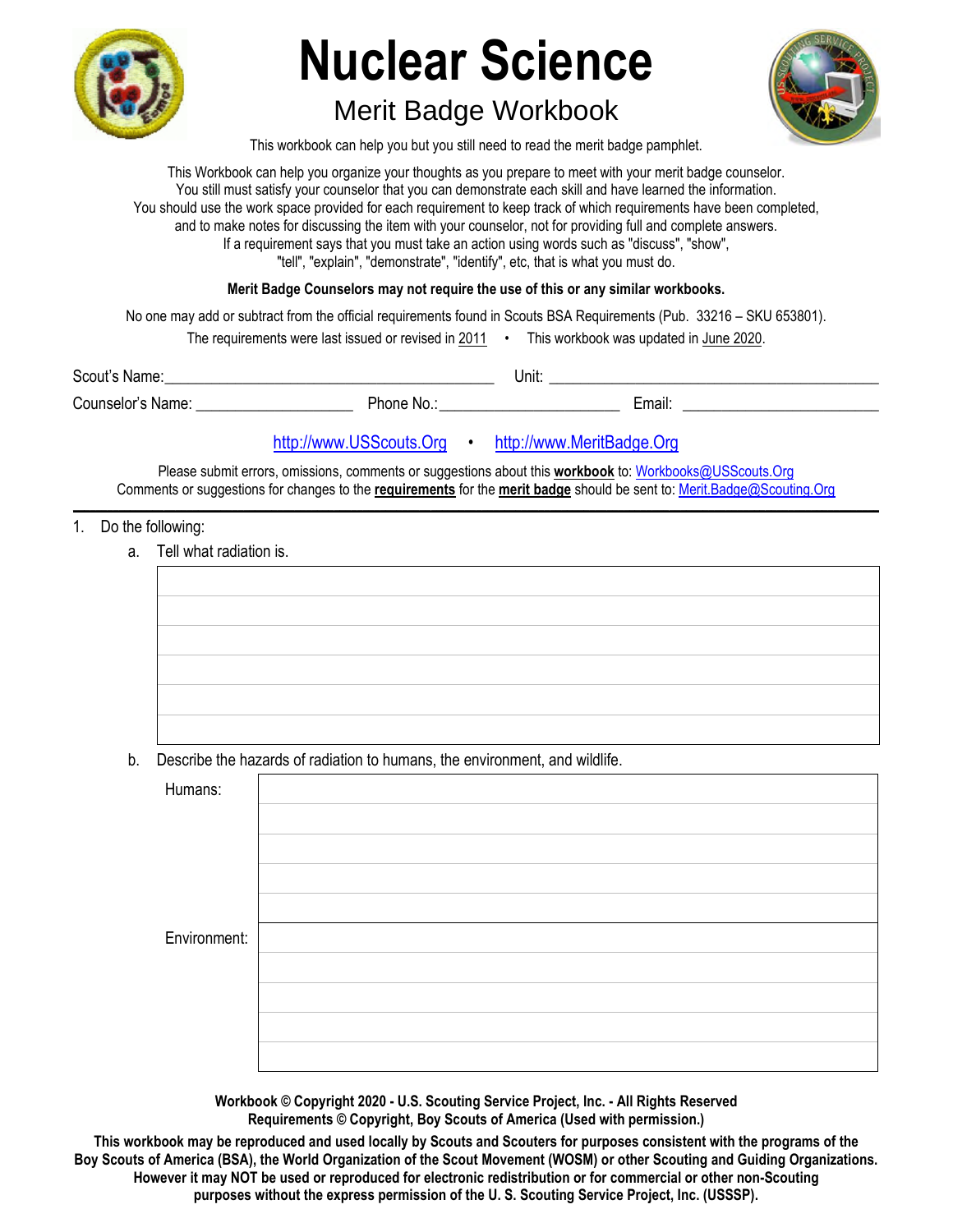# Nuclear Science

## Merit Badge Workbook

This workbook can help you but you still need to read the merit badge pamphlet.

This Workbook can help you organize your thoughts as you prepare to meet with your merit badge counselor.
You still must satisfy your counselor that you can demonstrate each skill and have learned the information.
You should use the work space provided for each requirement to keep track of which requirements have been completed, and to make notes for discussing the item with your counselor, not for providing full and complete answers.
If a requirement says that you must take an action using words such as "discuss", "show", "tell", "explain", "demonstrate", "identify", etc, that is what you must do.

**Merit Badge Counselors may not require the use of this or any similar workbooks.**

No one may add or subtract from the official requirements found in Scouts BSA Requirements (Pub. 33216 – SKU 653801).

The requirements were last issued or revised in 2011 • This workbook was updated in June 2020.

Scout's Name:________________________ Unit: ________________________

Counselor's Name: ____________ Phone No.:______________ Email: ______________

http://www.USScouts.Org • http://www.MeritBadge.Org

Please submit errors, omissions, comments or suggestions about this **workbook** to: Workbooks@USScouts.Org
Comments or suggestions for changes to the **requirements** for the **merit badge** should be sent to: Merit.Badge@Scouting.Org

---

1. Do the following:
   a. Tell what radiation is.

   | |
   |---|
   | |
   | |
   | |
   | |
   | |
   | |

   b. Describe the hazards of radiation to humans, the environment, and wildlife.

   | | |
   |---|---|
   | Humans: | |
   | | |
   | | |
   | | |
   | | |
   | Environment: | |
   | | |
   | | |
   | | |
   | | |

**Workbook © Copyright 2020 - U.S. Scouting Service Project, Inc. - All Rights Reserved**
**Requirements © Copyright, Boy Scouts of America (Used with permission.)**

**This workbook may be reproduced and used locally by Scouts and Scouters for purposes consistent with the programs of the Boy Scouts of America (BSA), the World Organization of the Scout Movement (WOSM) or other Scouting and Guiding Organizations. However it may NOT be used or reproduced for electronic redistribution or for commercial or other non-Scouting purposes without the express permission of the U. S. Scouting Service Project, Inc. (USSSP).**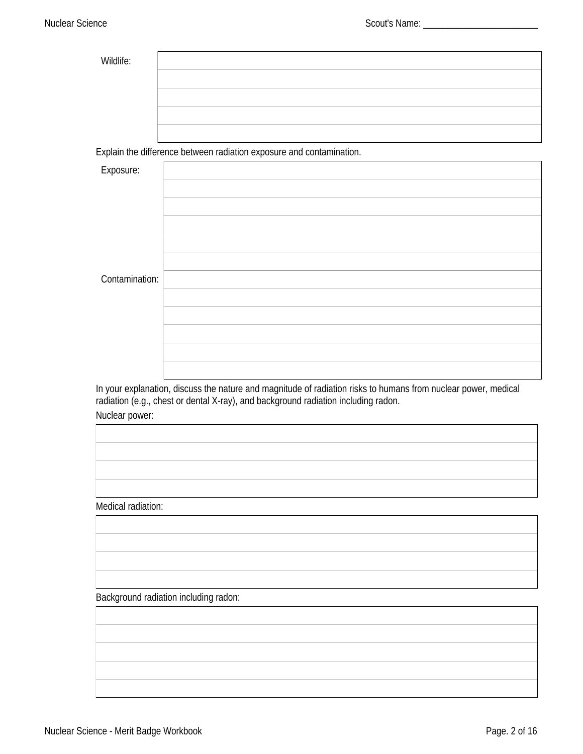Wildlife:

| |
|---|
| |
| |
| |
| |
| |

Explain the difference between radiation exposure and contamination.

Exposure:

| |
|---|
| |
| |
| |
| |
| |
| |

Contamination:

| |
|---|
| |
| |
| |
| |
| |
| |

In your explanation, discuss the nature and magnitude of radiation risks to humans from nuclear power, medical radiation (e.g., chest or dental X-ray), and background radiation including radon.

Nuclear power:

| |
|---|
| |
| |
| |
| |

Medical radiation:

| |
|---|
| |
| |
| |
| |

Background radiation including radon:

| |
|---|
| |
| |
| |
| |
| |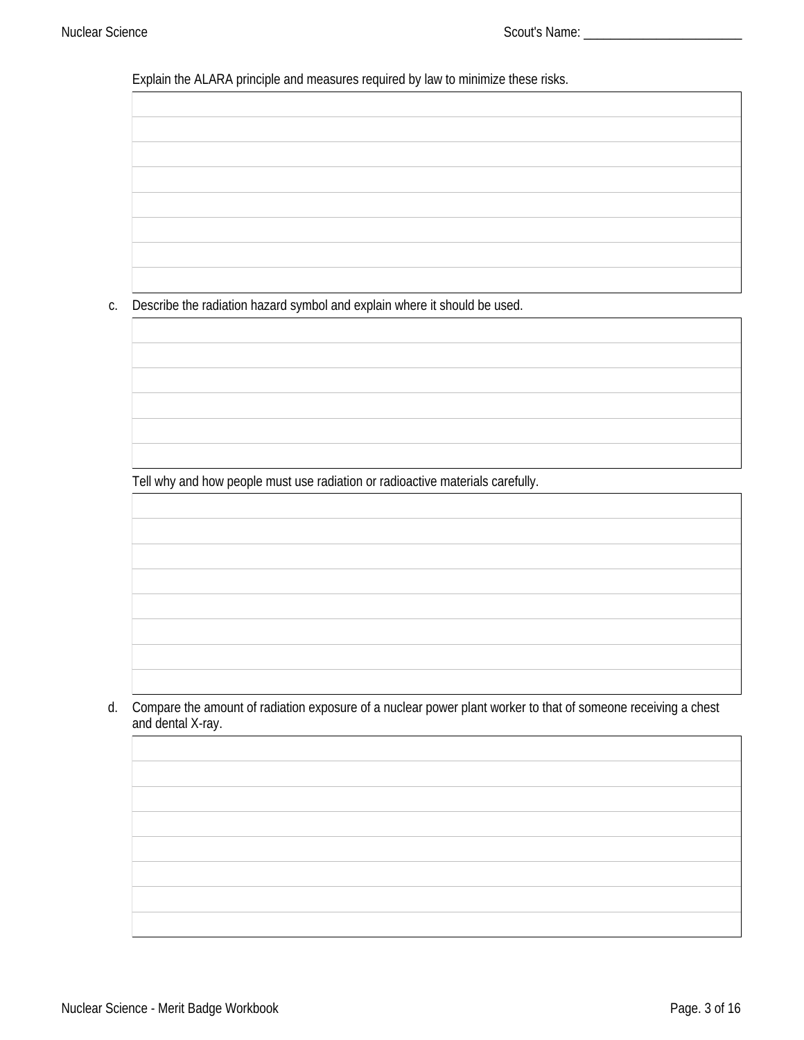Explain the ALARA principle and measures required by law to minimize these risks.

c. Describe the radiation hazard symbol and explain where it should be used.

Tell why and how people must use radiation or radioactive materials carefully.

d. Compare the amount of radiation exposure of a nuclear power plant worker to that of someone receiving a chest and dental X-ray.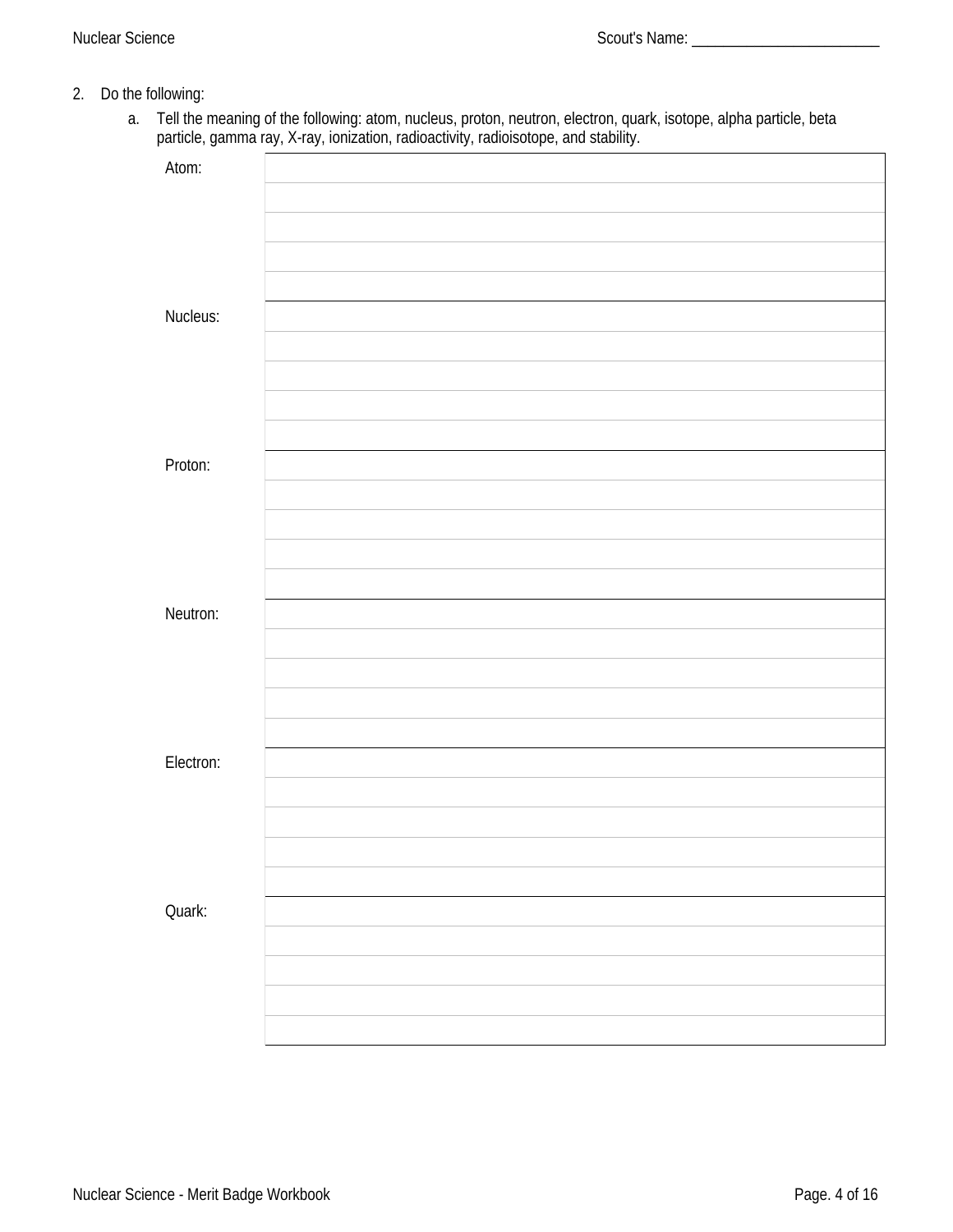2. Do the following:

   a. Tell the meaning of the following: atom, nucleus, proton, neutron, electron, quark, isotope, alpha particle, beta particle, gamma ray, X-ray, ionization, radioactivity, radioisotope, and stability.

| | |
|---|---|
| Atom: | |
| | |
| | |
| | |
| | |
| Nucleus: | |
| | |
| | |
| | |
| | |
| Proton: | |
| | |
| | |
| | |
| | |
| Neutron: | |
| | |
| | |
| | |
| | |
| Electron: | |
| | |
| | |
| | |
| | |
| Quark: | |
| | |
| | |
| | |
| | |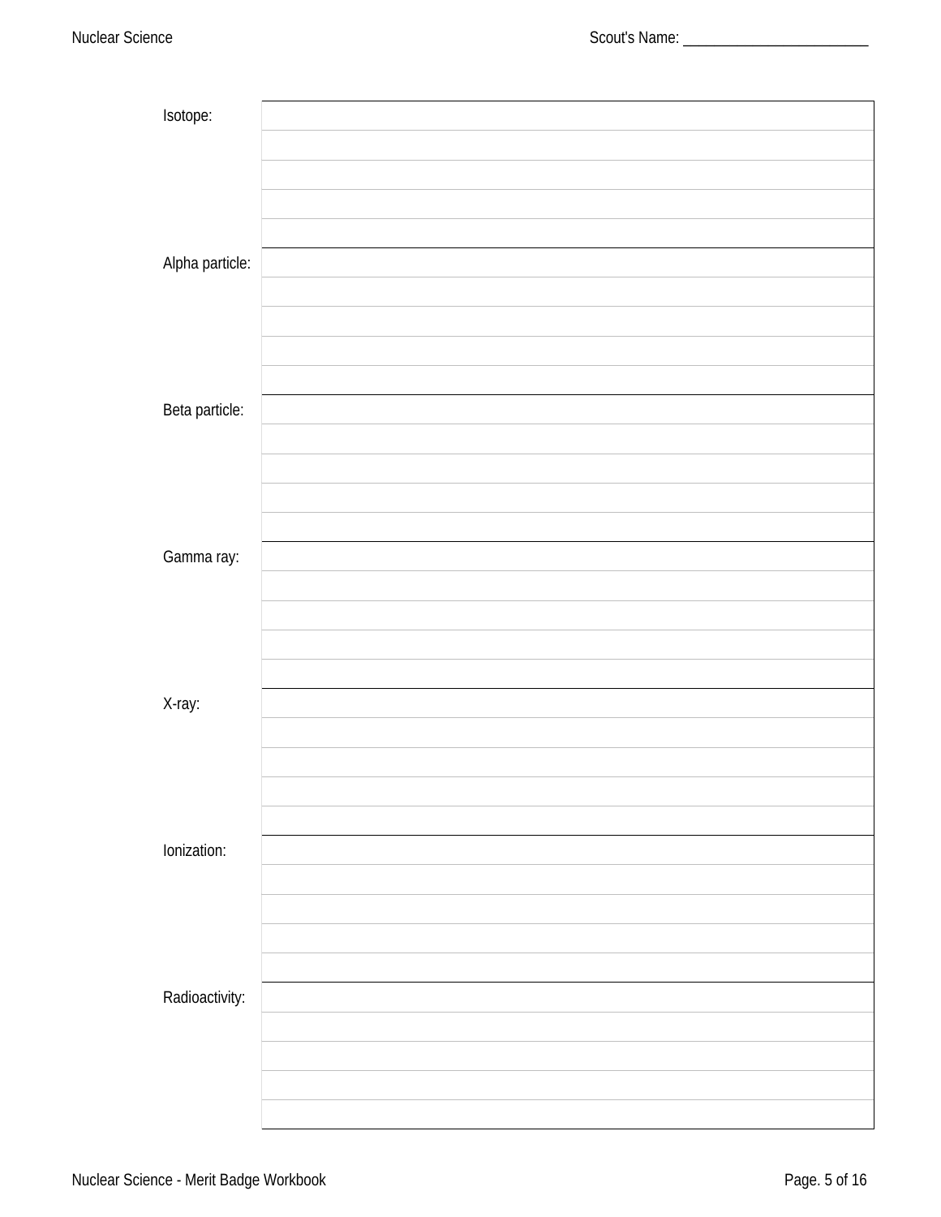Isotope:

Alpha particle:

Beta particle:

Gamma ray:

X-ray:

Ionization:

Radioactivity: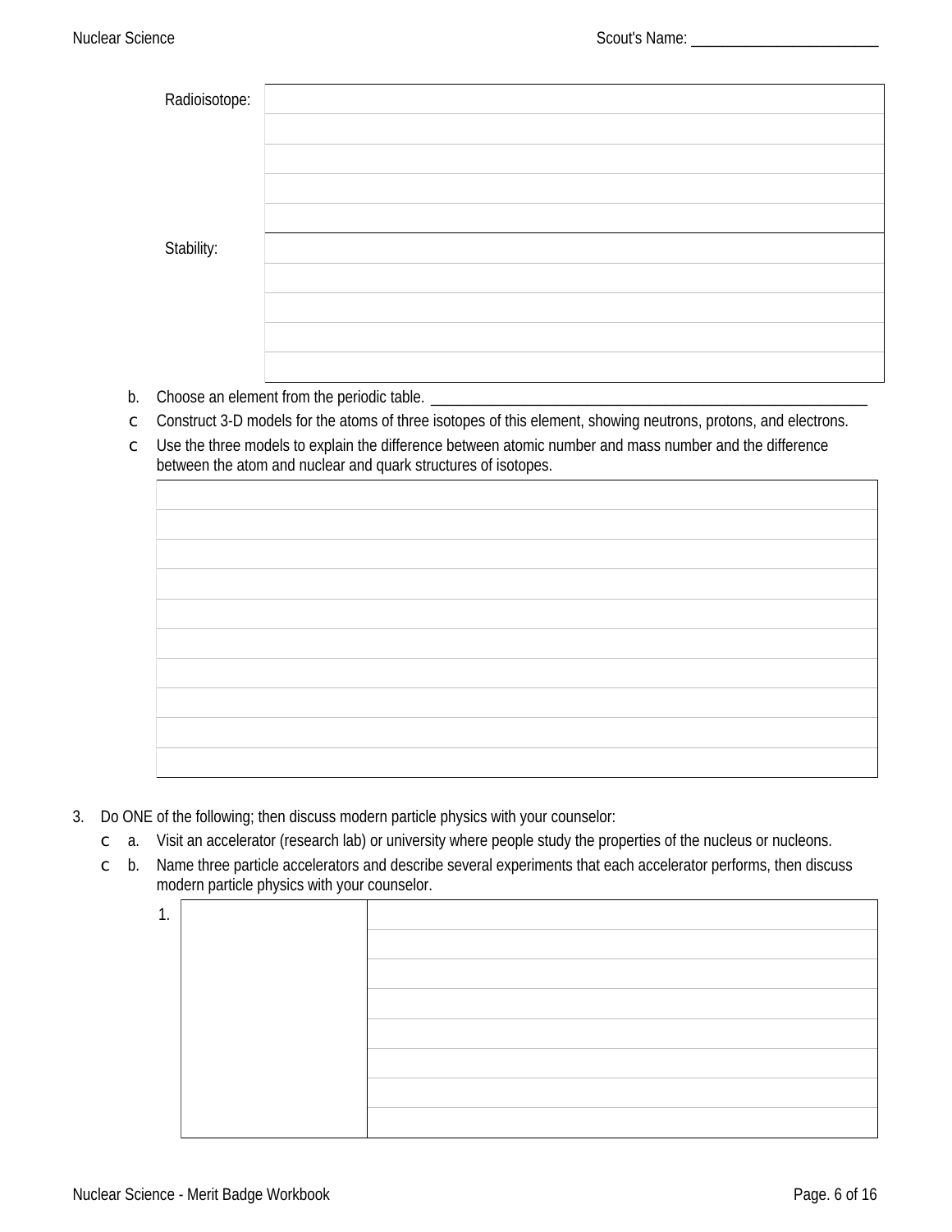| | |
|---|---|
| Radioisotope: | |
| | |
| | |
| | |
| | |
| Stability: | |
| | |
| | |
| | |
| | |

b. Choose an element from the periodic table. ______________________________

c Construct 3-D models for the atoms of three isotopes of this element, showing neutrons, protons, and electrons.

c Use the three models to explain the difference between atomic number and mass number and the difference between the atom and nuclear and quark structures of isotopes.

| |
|---|
| |
| |
| |
| |
| |
| |
| |
| |
| |
| |

3. Do ONE of the following; then discuss modern particle physics with your counselor:

   c a. Visit an accelerator (research lab) or university where people study the properties of the nucleus or nucleons.

   c b. Name three particle accelerators and describe several experiments that each accelerator performs, then discuss modern particle physics with your counselor.

| | | |
|---|---|---|
| 1. | | |
| | | |
| | | |
| | | |
| | | |
| | | |
| | | |
| | | |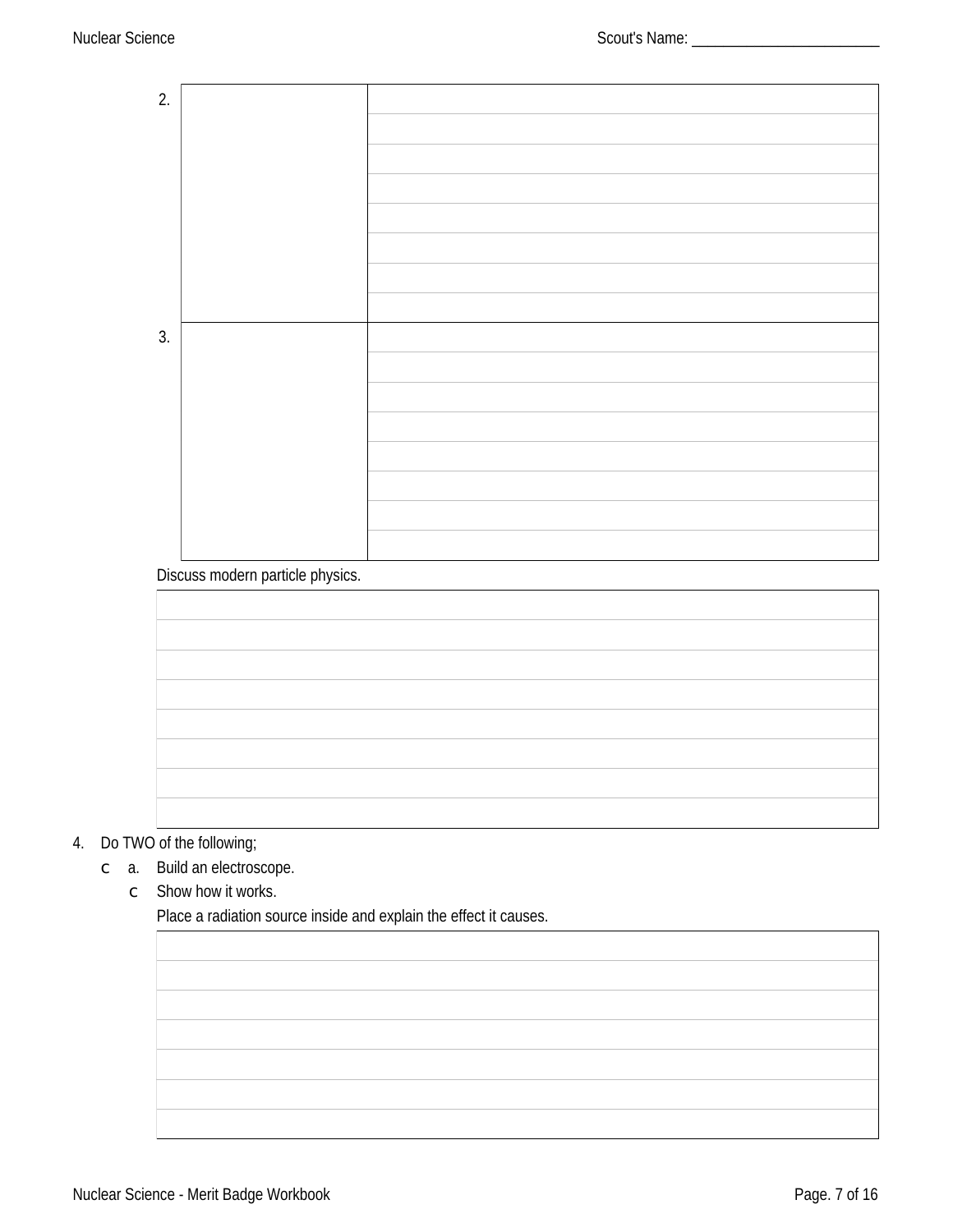| | | |
|---|---|---|
| 2. | | |
| 3. | | |

Discuss modern particle physics.

| |
|---|
| |
| |
| |
| |
| |
| |
| |
| |

4. Do TWO of the following;
   - ☐ a. Build an electroscope.
     - ☐ Show how it works.

       Place a radiation source inside and explain the effect it causes.

| |
|---|
| |
| |
| |
| |
| |
| |
| |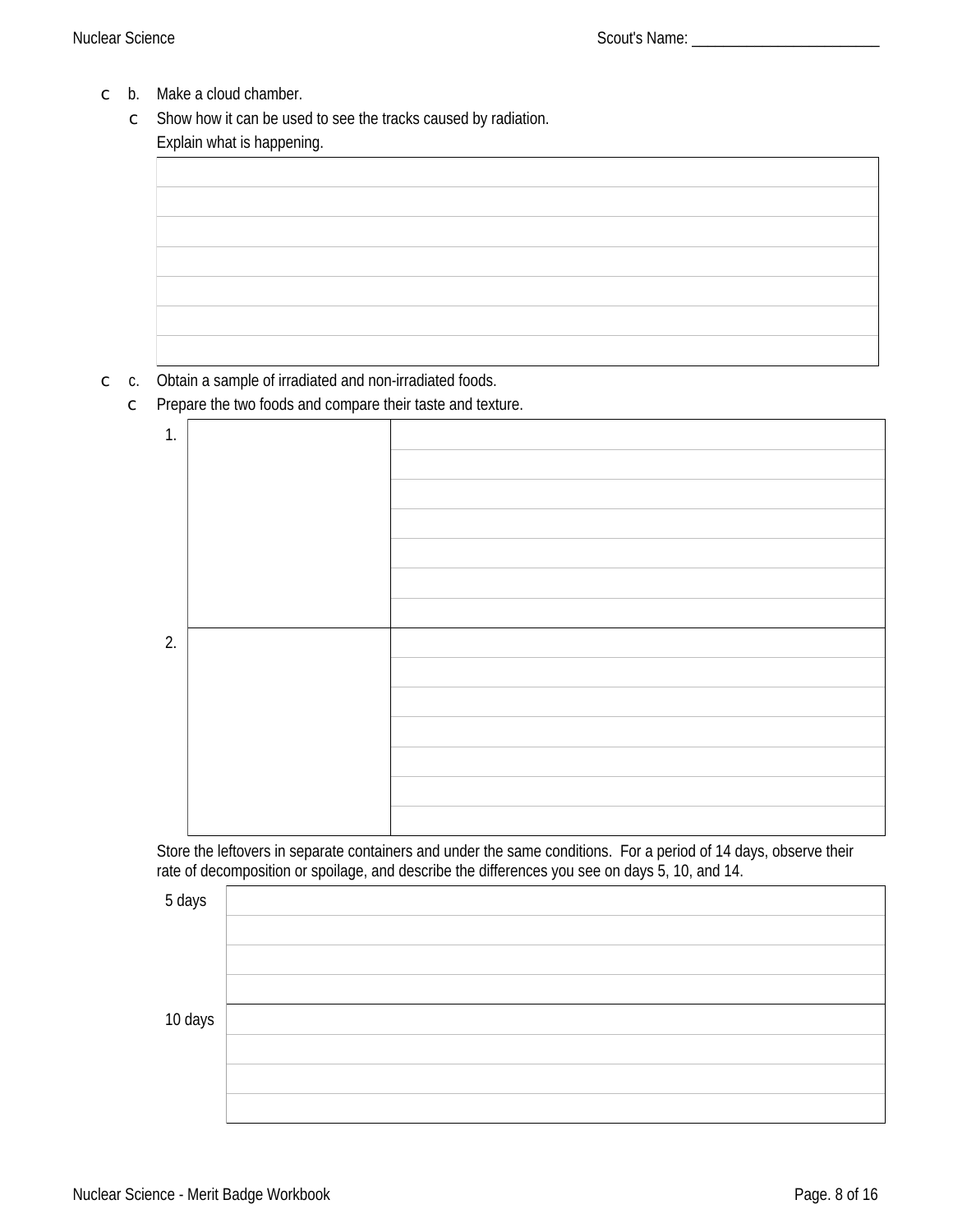- ☐ b. Make a cloud chamber.
  - ☐ Show how it can be used to see the tracks caused by radiation.

    Explain what is happening.

| |
|---|
| |
| |
| |
| |
| |
| |
| |

- ☐ c. Obtain a sample of irradiated and non-irradiated foods.
  - ☐ Prepare the two foods and compare their taste and texture.

| | | |
|---|---|---|
| 1. | | |
| 2. | | |

Store the leftovers in separate containers and under the same conditions. For a period of 14 days, observe their rate of decomposition or spoilage, and describe the differences you see on days 5, 10, and 14.

| | |
|---|---|
| 5 days | |
| 10 days | |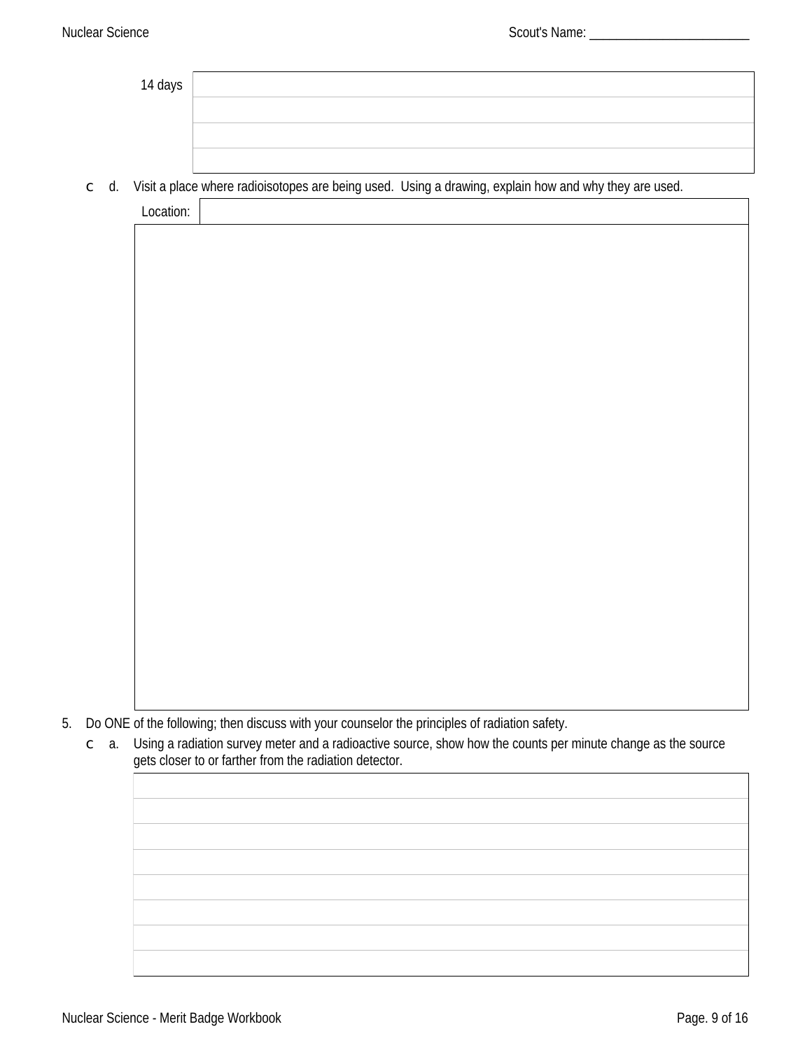14 days

| |
|---|
| |
| |
| |
| |

c d. Visit a place where radioisotopes are being used. Using a drawing, explain how and why they are used.

| Location: | |
|---|---|

5. Do ONE of the following; then discuss with your counselor the principles of radiation safety.

c a. Using a radiation survey meter and a radioactive source, show how the counts per minute change as the source gets closer to or farther from the radiation detector.

| |
|---|
| |
| |
| |
| |
| |
| |
| |
| |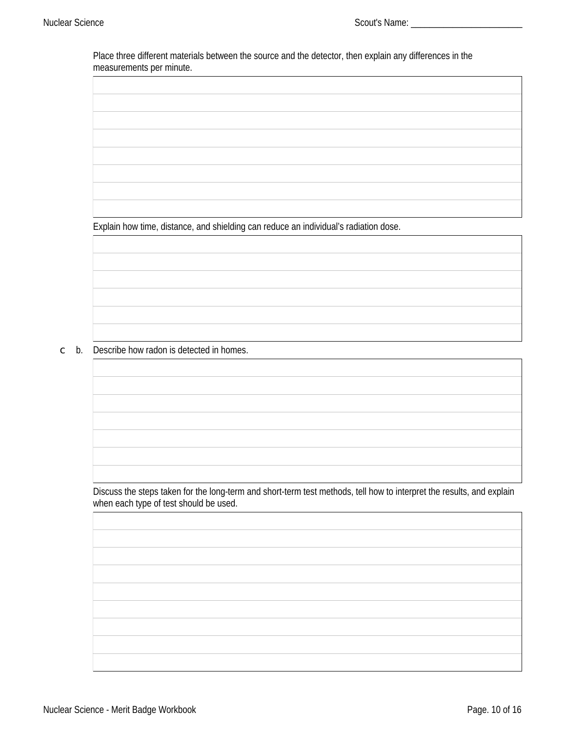Place three different materials between the source and the detector, then explain any differences in the measurements per minute.

| |
|---|
| |
| |
| |
| |
| |
| |
| |

Explain how time, distance, and shielding can reduce an individual's radiation dose.

| |
|---|
| |
| |
| |
| |
| |

c b. Describe how radon is detected in homes.

| |
|---|
| |
| |
| |
| |
| |
| |

Discuss the steps taken for the long-term and short-term test methods, tell how to interpret the results, and explain when each type of test should be used.

| |
|---|
| |
| |
| |
| |
| |
| |
| |
| |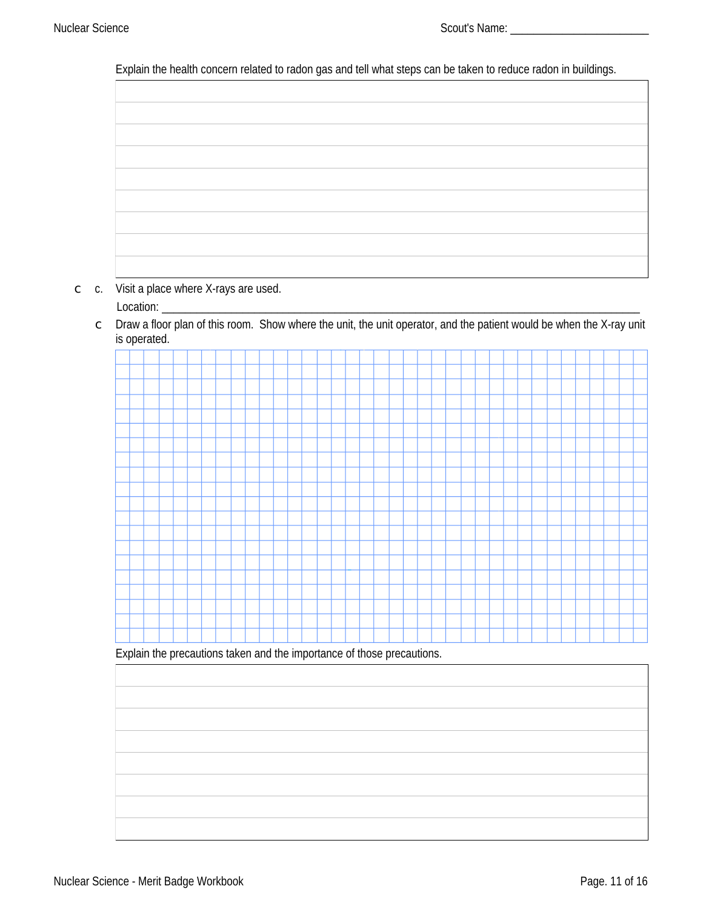Explain the health concern related to radon gas and tell what steps can be taken to reduce radon in buildings.

| |
|---|
| |
| |
| |
| |
| |
| |
| |
| |

- [ ] c. Visit a place where X-rays are used.

  Location: ___________________________________________________________________

  - [ ] Draw a floor plan of this room. Show where the unit, the unit operator, and the patient would be when the X-ray unit is operated.

Explain the precautions taken and the importance of those precautions.

| |
|---|
| |
| |
| |
| |
| |
| |
| |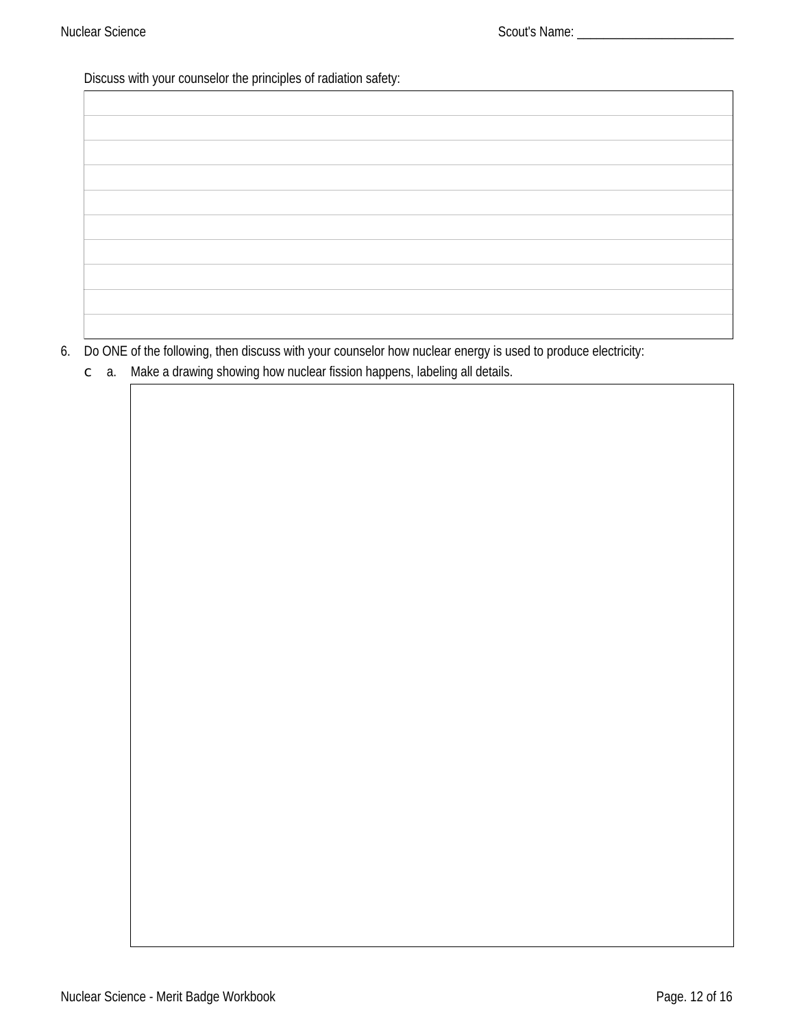Scout's Name: ________________________

Discuss with your counselor the principles of radiation safety:

| |
|---|
| |
| |
| |
| |
| |
| |
| |
| |
| |

6. Do ONE of the following, then discuss with your counselor how nuclear energy is used to produce electricity:
   - ☐ a. Make a drawing showing how nuclear fission happens, labeling all details.

| |
|---|
| |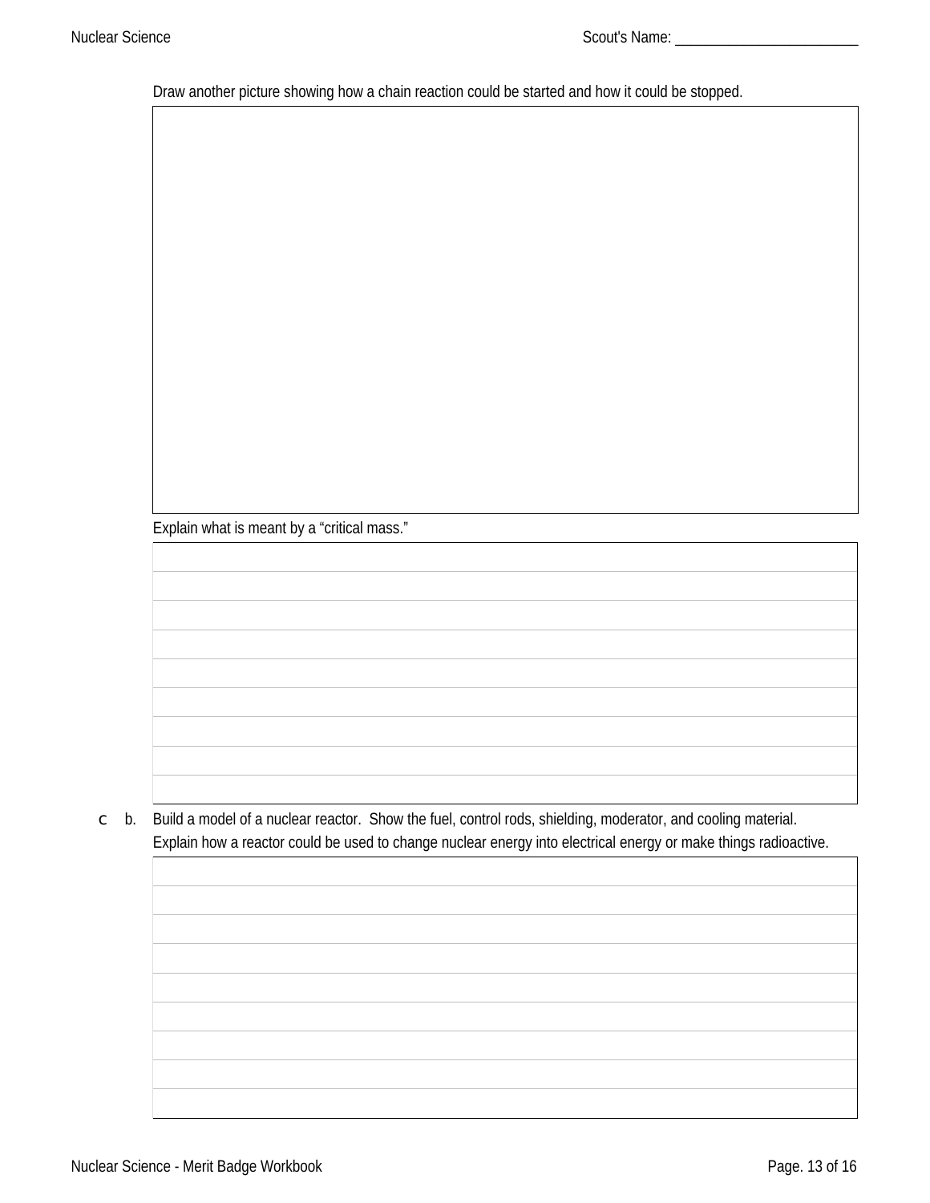Draw another picture showing how a chain reaction could be started and how it could be stopped.

Explain what is meant by a "critical mass."

c b. Build a model of a nuclear reactor. Show the fuel, control rods, shielding, moderator, and cooling material. Explain how a reactor could be used to change nuclear energy into electrical energy or make things radioactive.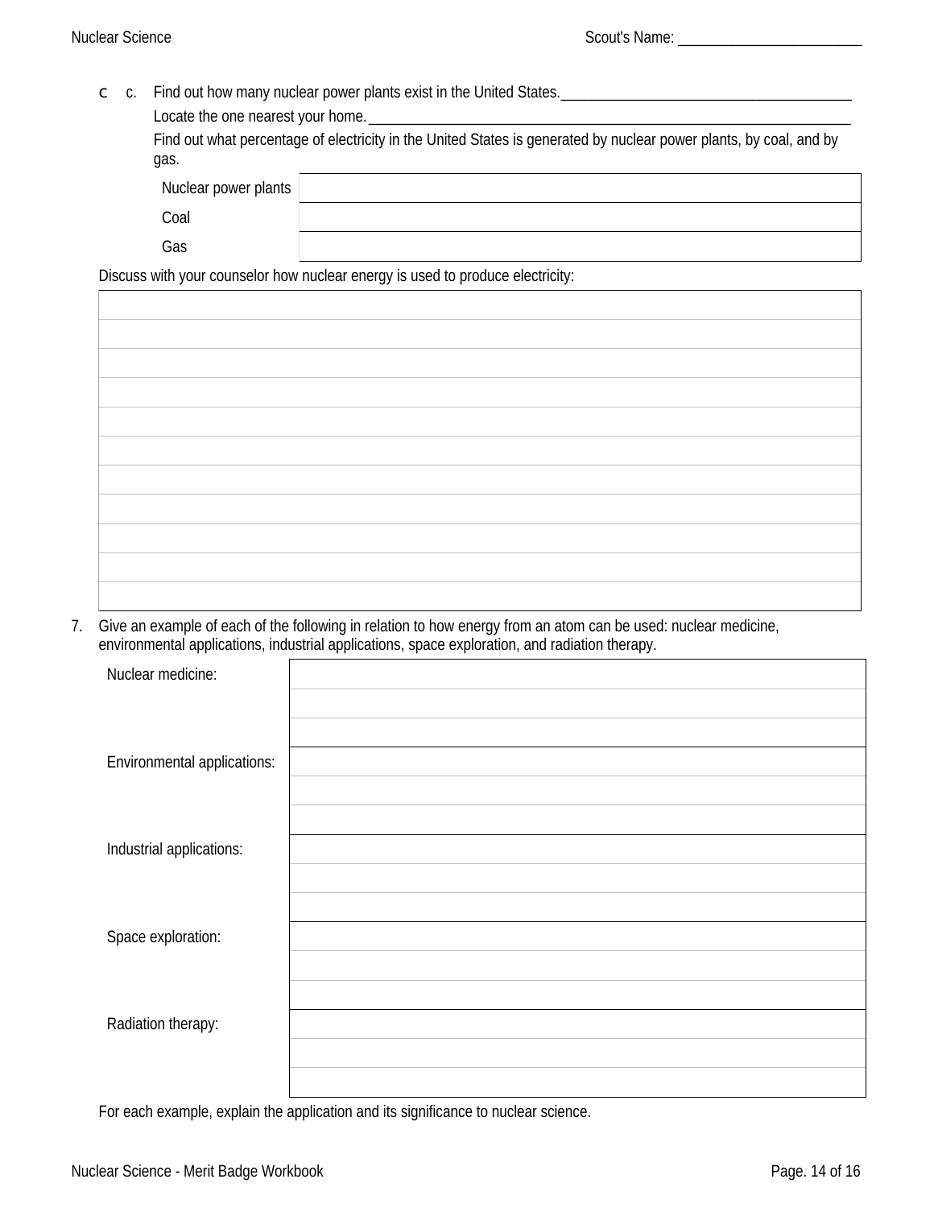c. Find out how many nuclear power plants exist in the United States.______________________________________

Locate the one nearest your home.______________________________________________________________

Find out what percentage of electricity in the United States is generated by nuclear power plants, by coal, and by gas.

| | |
|---|---|
| Nuclear power plants | |
| Coal | |
| Gas | |

Discuss with your counselor how nuclear energy is used to produce electricity:

| |
|---|
| |
| |
| |
| |
| |
| |
| |
| |
| |
| |
| |

7. Give an example of each of the following in relation to how energy from an atom can be used: nuclear medicine, environmental applications, industrial applications, space exploration, and radiation therapy.

| | |
|---|---|
| Nuclear medicine: | |
| | |
| | |
| Environmental applications: | |
| | |
| | |
| Industrial applications: | |
| | |
| | |
| Space exploration: | |
| | |
| | |
| Radiation therapy: | |
| | |
| | |

For each example, explain the application and its significance to nuclear science.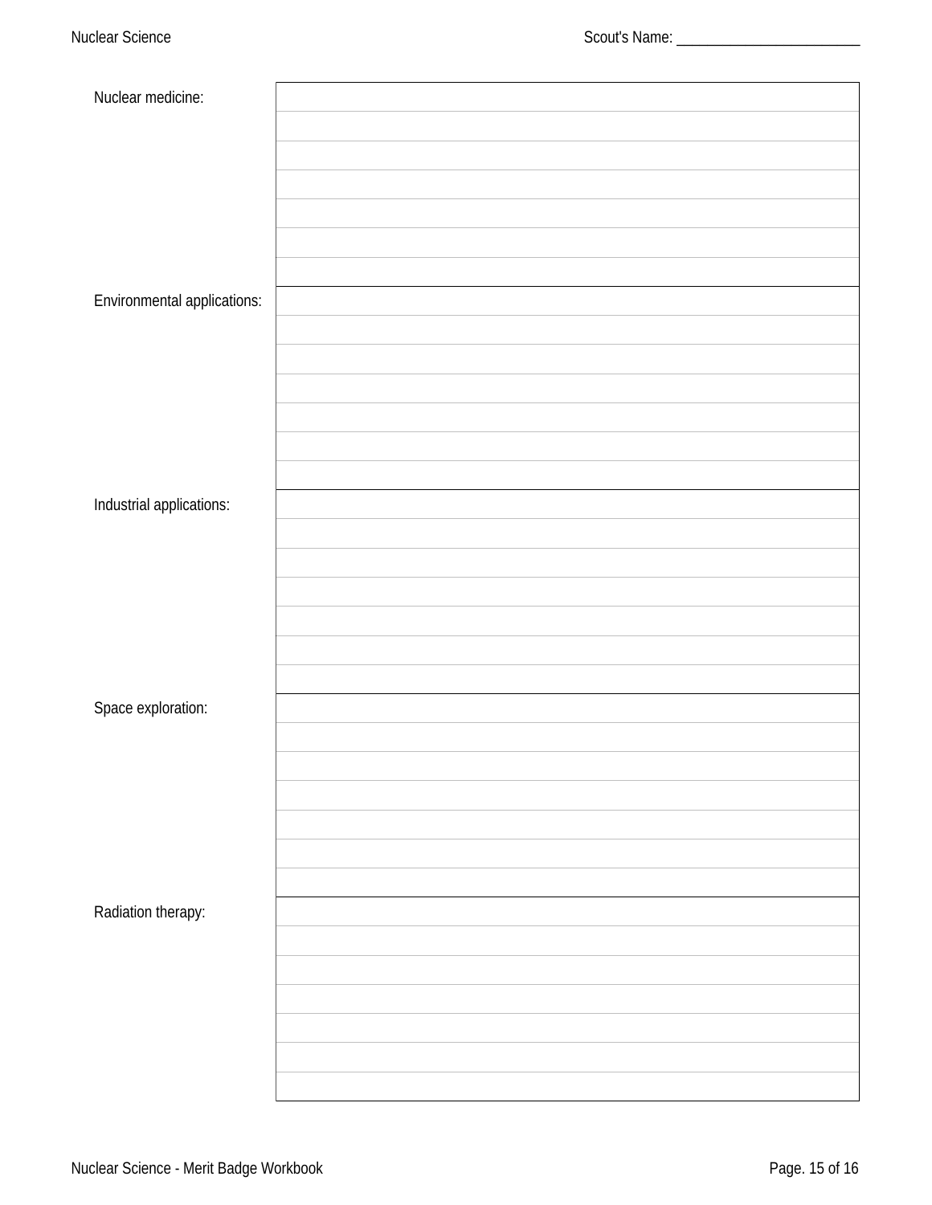| | |
|---|---|
| Nuclear medicine: | |
| Environmental applications: | |
| Industrial applications: | |
| Space exploration: | |
| Radiation therapy: | |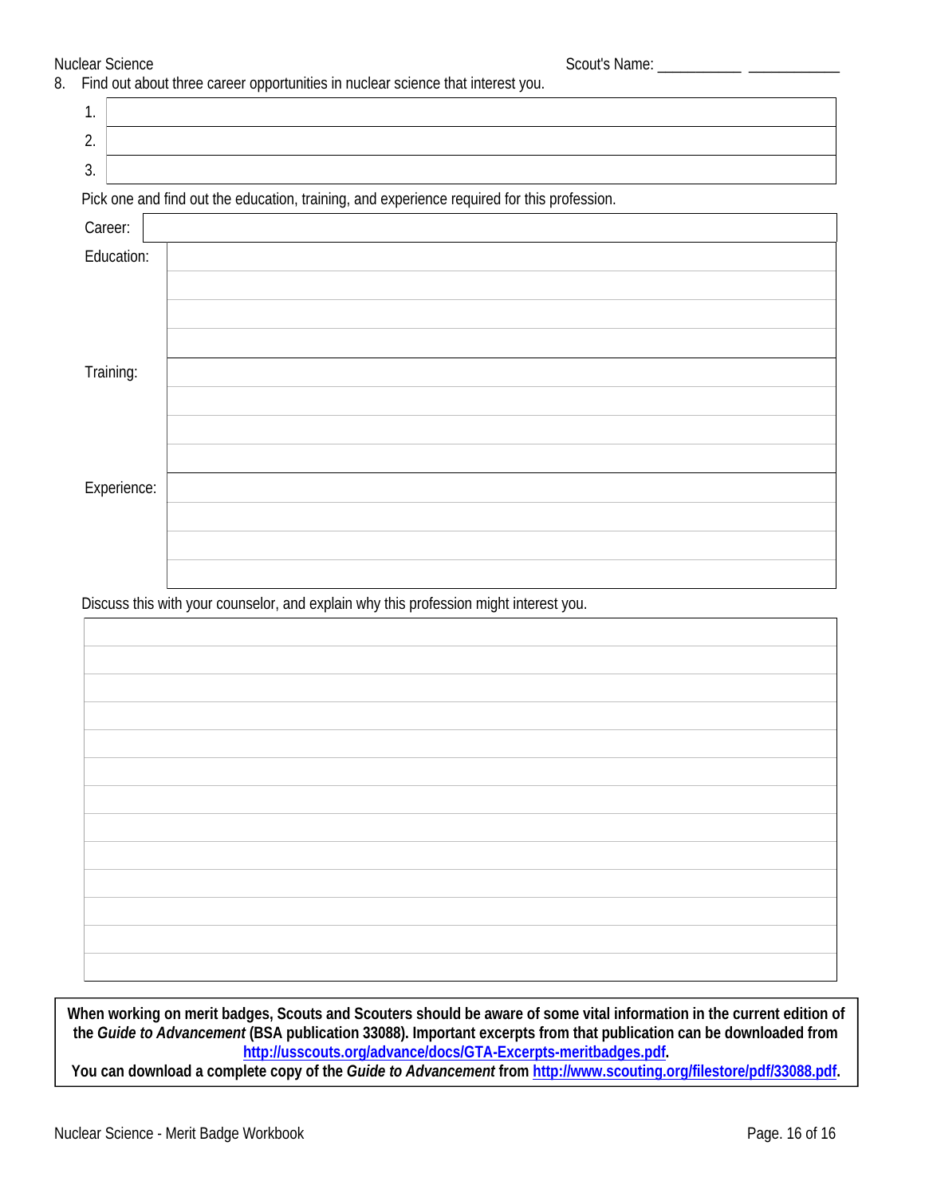Scout's Name: ___________ ____________

8. Find out about three career opportunities in nuclear science that interest you.

| | |
|---|---|
| 1. | |
| 2. | |
| 3. | |

Pick one and find out the education, training, and experience required for this profession.

| | |
|---|---|
| Career: | |
| Education: | |
| | |
| | |
| | |
| Training: | |
| | |
| | |
| | |
| Experience: | |
| | |
| | |
| | |

Discuss this with your counselor, and explain why this profession might interest you.

| |
|---|
| |
| |
| |
| |
| |
| |
| |
| |
| |
| |
| |
| |
| |

**When working on merit badges, Scouts and Scouters should be aware of some vital information in the current edition of the *Guide to Advancement* (BSA publication 33088). Important excerpts from that publication can be downloaded from http://usscouts.org/advance/docs/GTA-Excerpts-meritbadges.pdf.**
**You can download a complete copy of the *Guide to Advancement* from http://www.scouting.org/filestore/pdf/33088.pdf.**